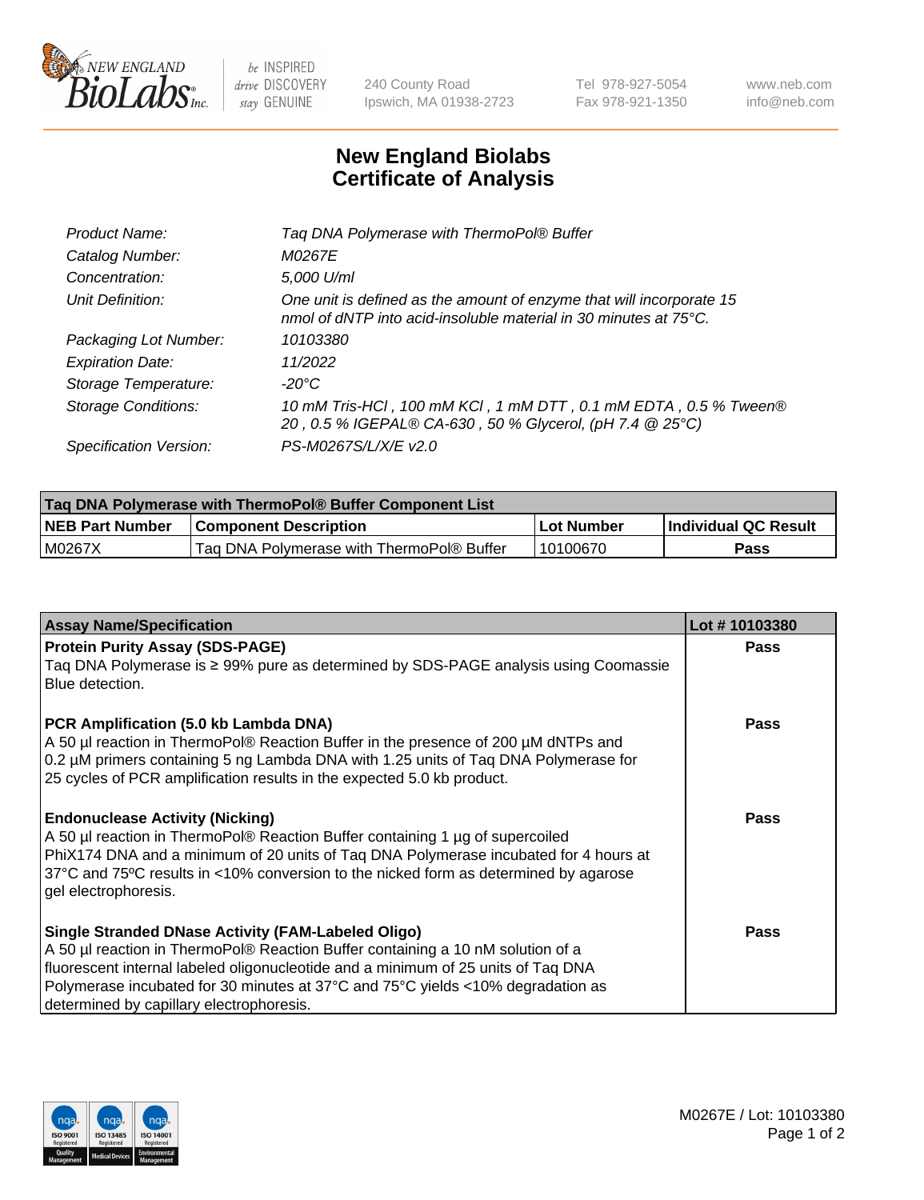# New England Biolabs Certificate of Analysis

| | |
|---|---|
| Product Name: | Taq DNA Polymerase with ThermoPol® Buffer |
| Catalog Number: | M0267E |
| Concentration: | 5,000 U/ml |
| Unit Definition: | One unit is defined as the amount of enzyme that will incorporate 15 nmol of dNTP into acid-insoluble material in 30 minutes at 75°C. |
| Packaging Lot Number: | 10103380 |
| Expiration Date: | 11/2022 |
| Storage Temperature: | -20°C |
| Storage Conditions: | 10 mM Tris-HCl , 100 mM KCl , 1 mM DTT , 0.1 mM EDTA , 0.5 % Tween® 20 , 0.5 % IGEPAL® CA-630 , 50 % Glycerol, (pH 7.4 @ 25°C) |
| Specification Version: | PS-M0267S/L/X/E v2.0 |

| Taq DNA Polymerase with ThermoPol® Buffer Component List | | | |
|---|---|---|---|
| NEB Part Number | Component Description | Lot Number | Individual QC Result |
| M0267X | Taq DNA Polymerase with ThermoPol® Buffer | 10100670 | Pass |

| Assay Name/Specification | Lot # 10103380 |
|---|---|
| **Protein Purity Assay (SDS-PAGE)** Taq DNA Polymerase is ≥ 99% pure as determined by SDS-PAGE analysis using Coomassie Blue detection. | Pass |
| **PCR Amplification (5.0 kb Lambda DNA)** A 50 µl reaction in ThermoPol® Reaction Buffer in the presence of 200 µM dNTPs and 0.2 µM primers containing 5 ng Lambda DNA with 1.25 units of Taq DNA Polymerase for 25 cycles of PCR amplification results in the expected 5.0 kb product. | Pass |
| **Endonuclease Activity (Nicking)** A 50 µl reaction in ThermoPol® Reaction Buffer containing 1 µg of supercoiled PhiX174 DNA and a minimum of 20 units of Taq DNA Polymerase incubated for 4 hours at 37°C and 75ºC results in <10% conversion to the nicked form as determined by agarose gel electrophoresis. | Pass |
| **Single Stranded DNase Activity (FAM-Labeled Oligo)** A 50 µl reaction in ThermoPol® Reaction Buffer containing a 10 nM solution of a fluorescent internal labeled oligonucleotide and a minimum of 25 units of Taq DNA Polymerase incubated for 30 minutes at 37°C and 75°C yields <10% degradation as determined by capillary electrophoresis. | Pass |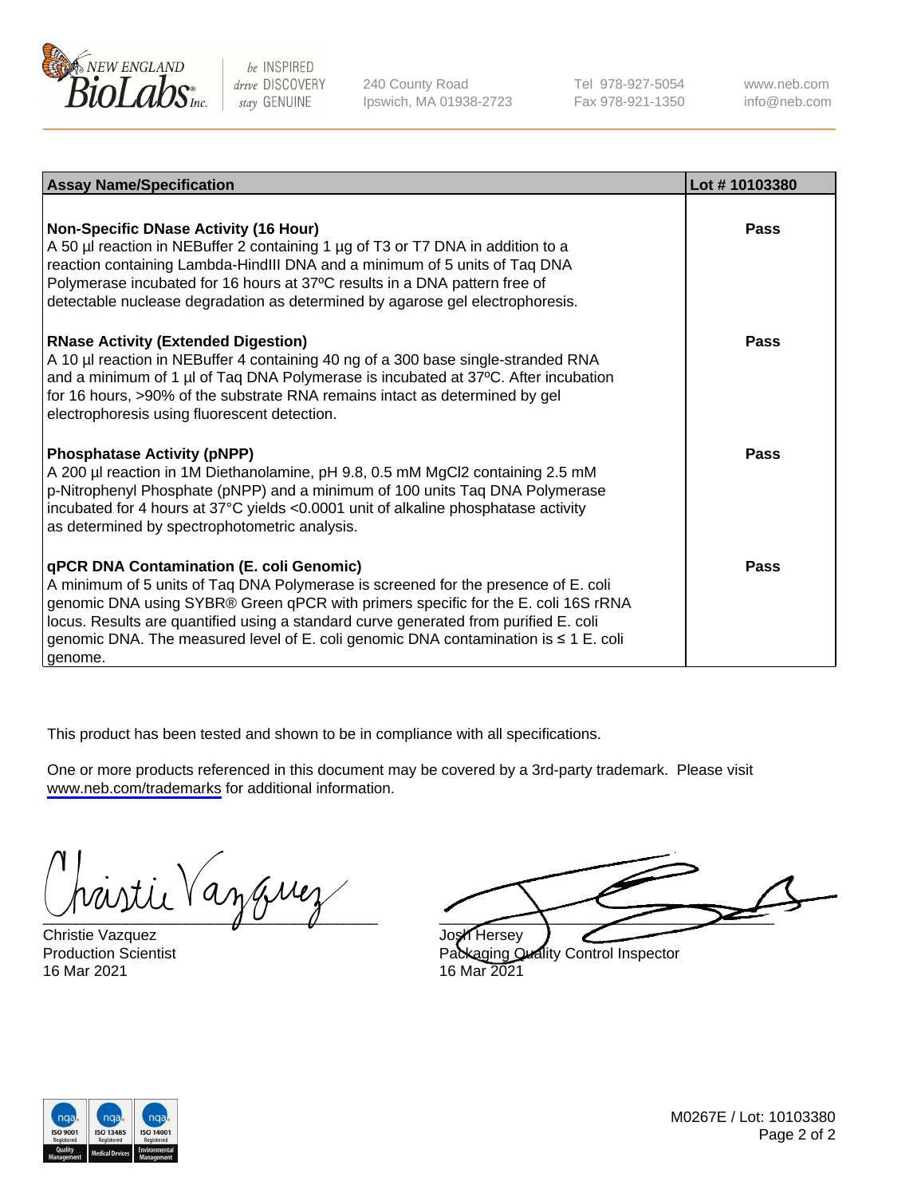| Assay Name/Specification | Lot # 10103380 |
|---|---|
| **Non-Specific DNase Activity (16 Hour)**<br>A 50 µl reaction in NEBuffer 2 containing 1 µg of T3 or T7 DNA in addition to a reaction containing Lambda-HindIII DNA and a minimum of 5 units of Taq DNA Polymerase incubated for 16 hours at 37ºC results in a DNA pattern free of detectable nuclease degradation as determined by agarose gel electrophoresis. | **Pass** |
| **RNase Activity (Extended Digestion)**<br>A 10 µl reaction in NEBuffer 4 containing 40 ng of a 300 base single-stranded RNA and a minimum of 1 µl of Taq DNA Polymerase is incubated at 37ºC. After incubation for 16 hours, >90% of the substrate RNA remains intact as determined by gel electrophoresis using fluorescent detection. | **Pass** |
| **Phosphatase Activity (pNPP)**<br>A 200 µl reaction in 1M Diethanolamine, pH 9.8, 0.5 mM $MgCl_2$ containing 2.5 mM p-Nitrophenyl Phosphate (pNPP) and a minimum of 100 units Taq DNA Polymerase incubated for 4 hours at 37°C yields <0.0001 unit of alkaline phosphatase activity as determined by spectrophotometric analysis. | **Pass** |
| **qPCR DNA Contamination (E. coli Genomic)**<br>A minimum of 5 units of Taq DNA Polymerase is screened for the presence of E. coli genomic DNA using SYBR® Green qPCR with primers specific for the E. coli 16S rRNA locus. Results are quantified using a standard curve generated from purified E. coli genomic DNA. The measured level of E. coli genomic DNA contamination is ≤ 1 E. coli genome. | **Pass** |

This product has been tested and shown to be in compliance with all specifications.

One or more products referenced in this document may be covered by a 3rd-party trademark. Please visit www.neb.com/trademarks for additional information.

Christie Vazquez
Production Scientist
16 Mar 2021

Josh Hersey
Packaging Quality Control Inspector
16 Mar 2021

M0267E / Lot: 10103380